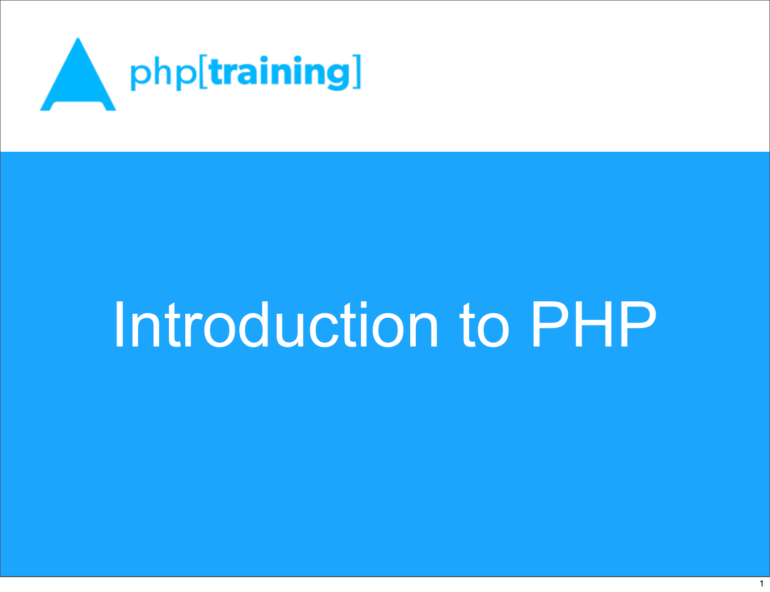php[training]

# Introduction to PHP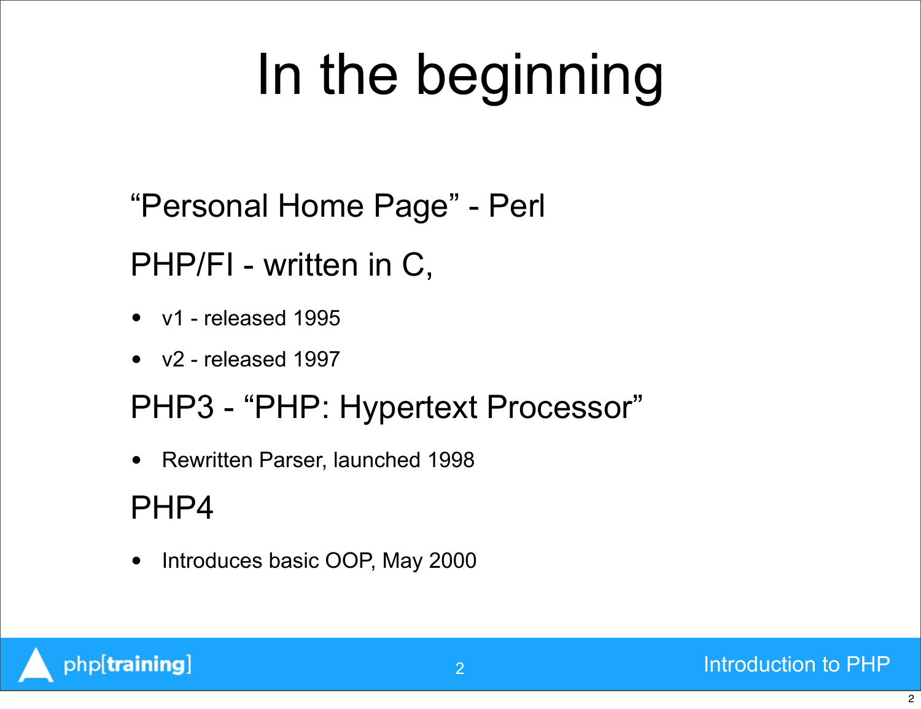# In the beginning

“Personal Home Page” - Perl

PHP/FI - written in C,

- v1 - released 1995
- v2 - released 1997

PHP3 - “PHP: Hypertext Processor”

- Rewritten Parser, launched 1998

PHP4

- Introduces basic OOP, May 2000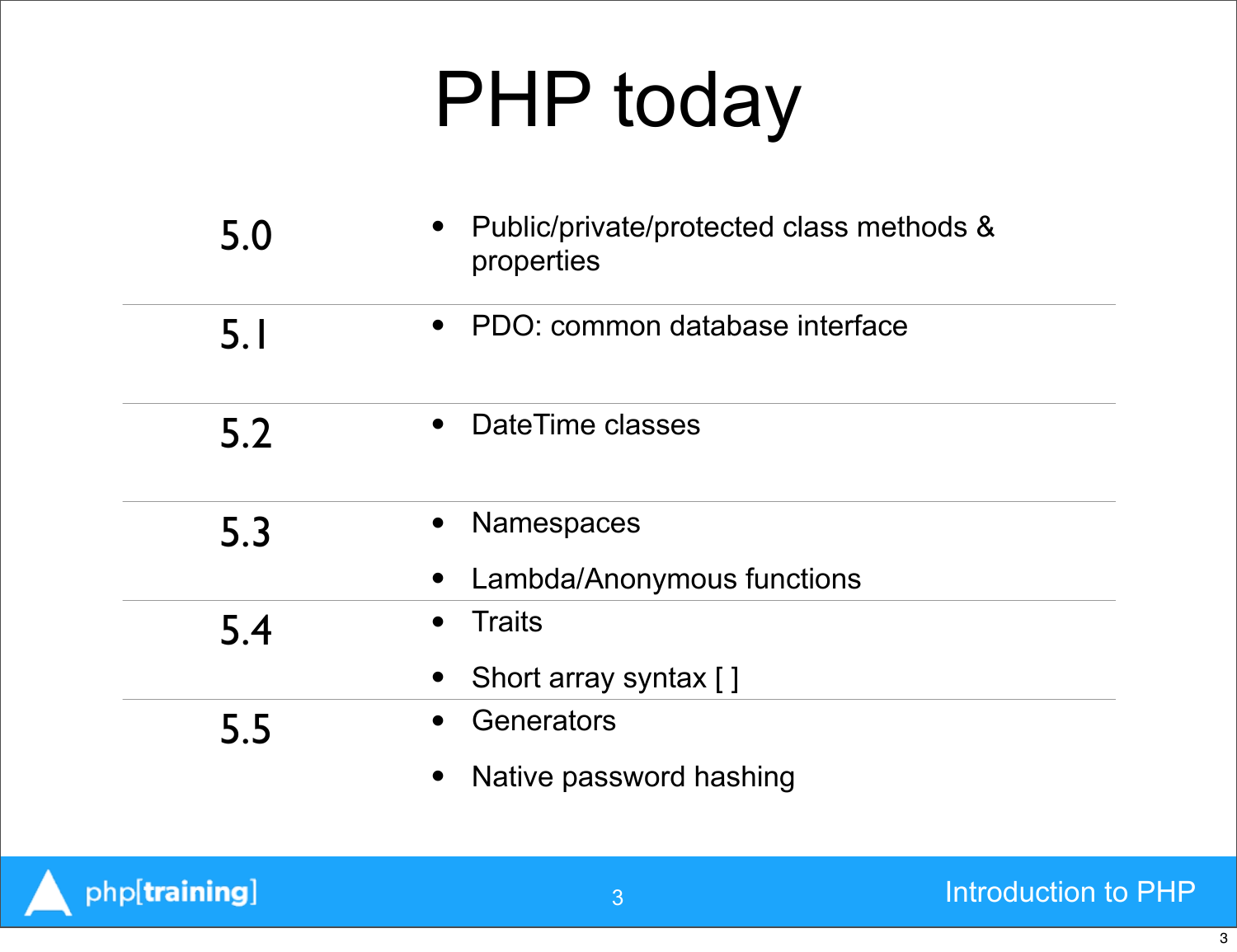# PHP today

| | |
|---|---|
| 5.0 | • Public/private/protected class methods & properties |
| 5.1 | • PDO: common database interface |
| 5.2 | • DateTime classes |
| 5.3 | • Namespaces<br>• Lambda/Anonymous functions |
| 5.4 | • Traits<br>• Short array syntax [ ] |
| 5.5 | • Generators<br>• Native password hashing |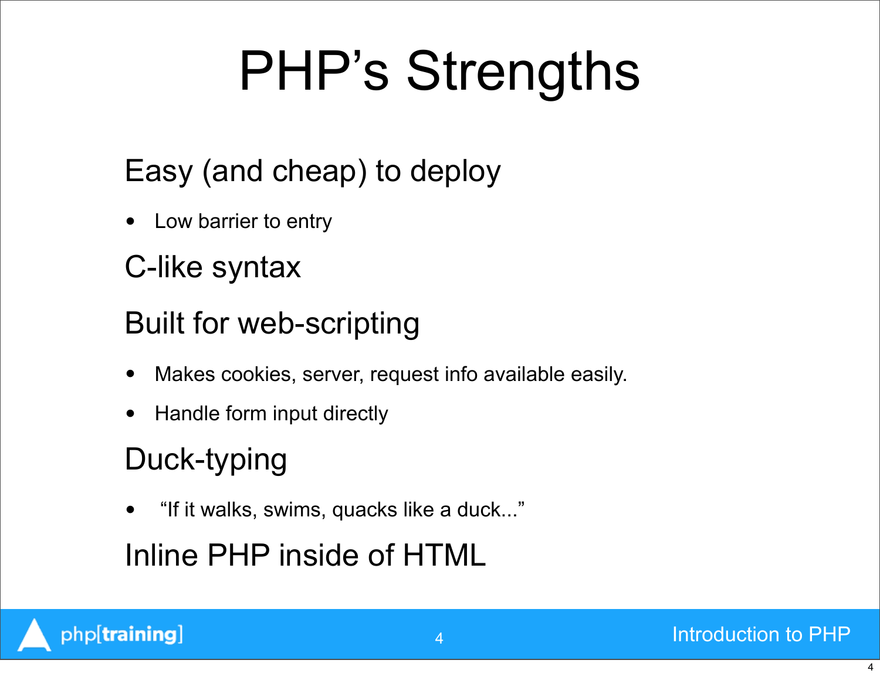# PHP's Strengths

## Easy (and cheap) to deploy

- Low barrier to entry

## C-like syntax

## Built for web-scripting

- Makes cookies, server, request info available easily.
- Handle form input directly

## Duck-typing

- "If it walks, swims, quacks like a duck..."

## Inline PHP inside of HTML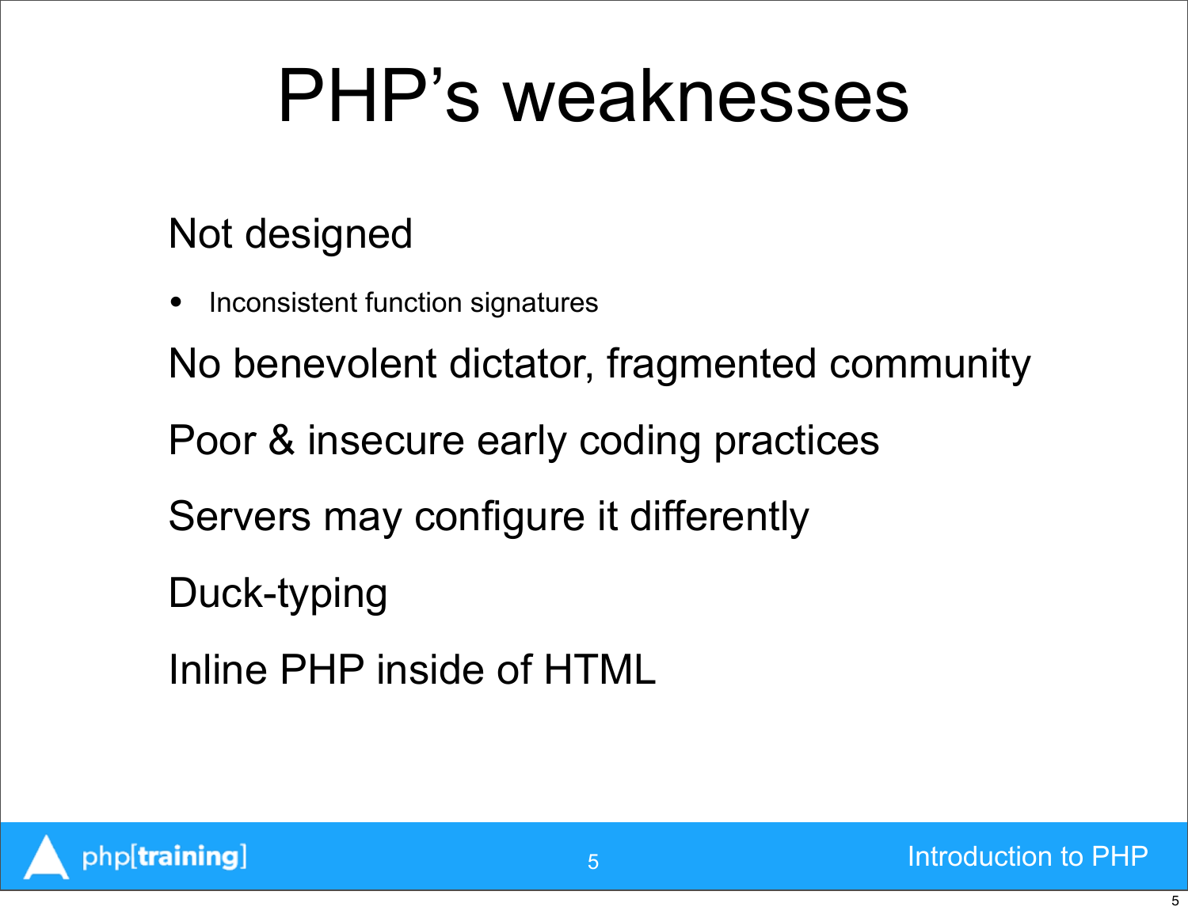# PHP's weaknesses

Not designed

- Inconsistent function signatures

No benevolent dictator, fragmented community

Poor & insecure early coding practices

Servers may configure it differently

Duck-typing

Inline PHP inside of HTML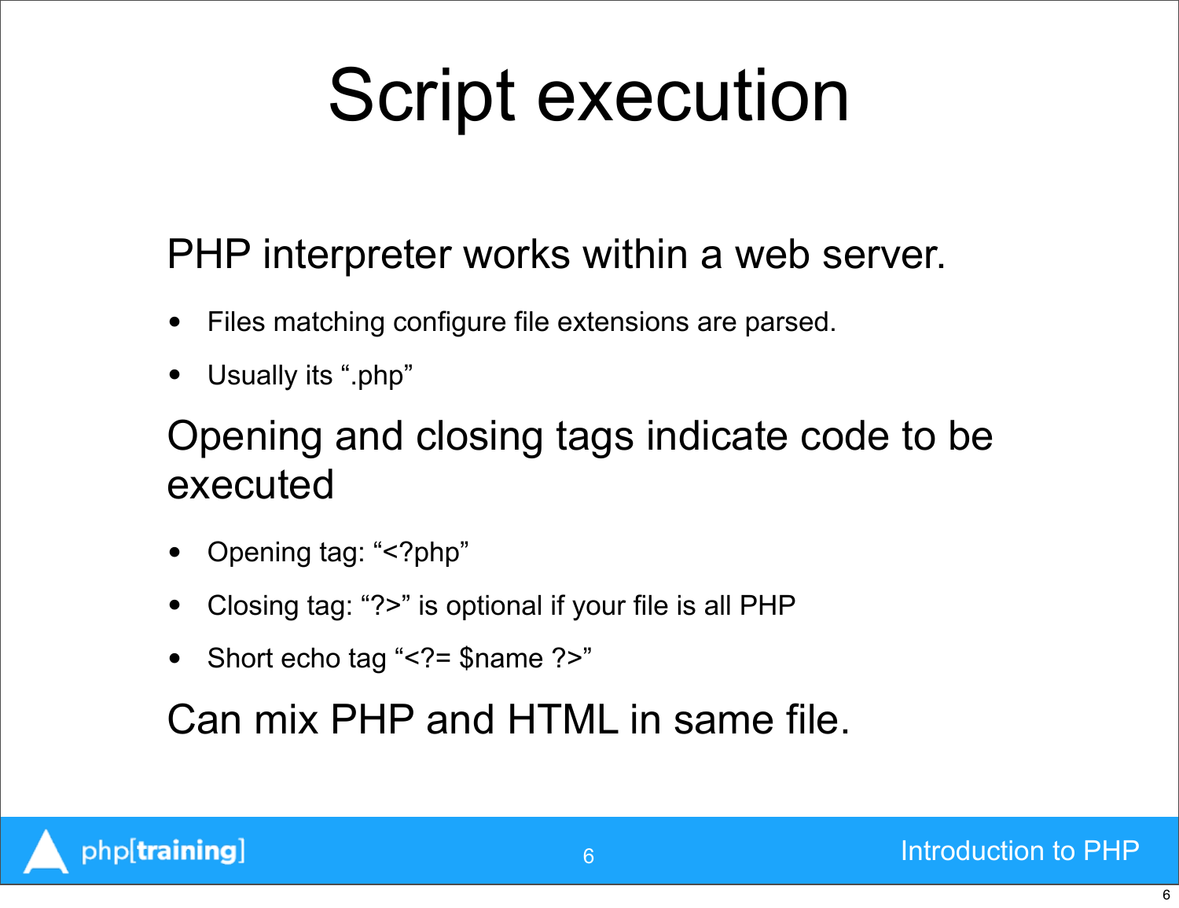# Script execution

PHP interpreter works within a web server.

- Files matching configure file extensions are parsed.
- Usually its ".php"

Opening and closing tags indicate code to be executed

- Opening tag: "<?php"
- Closing tag: "?>" is optional if your file is all PHP
- Short echo tag "<?= $name ?>"

Can mix PHP and HTML in same file.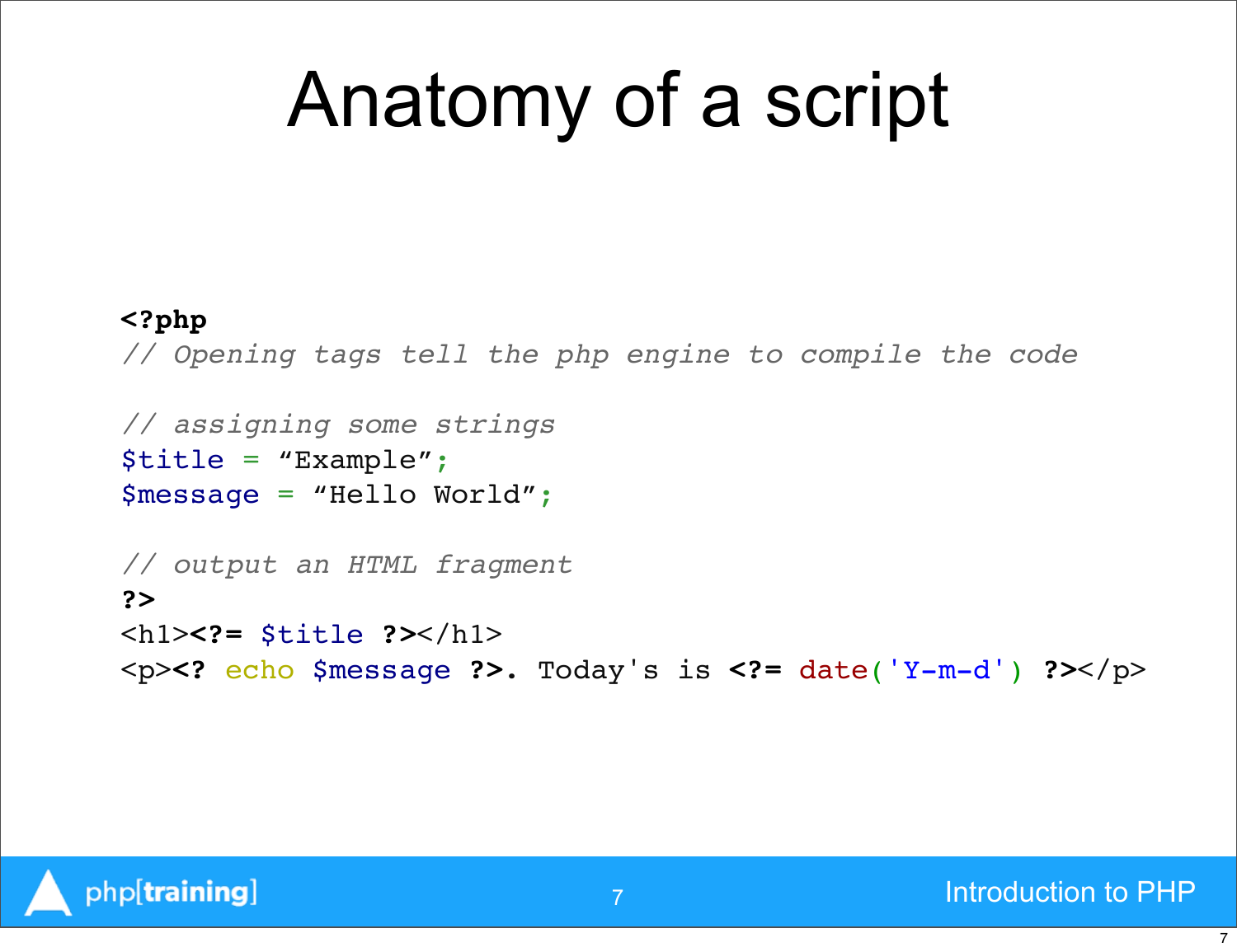# Anatomy of a script

```php
<?php
// Opening tags tell the php engine to compile the code

// assigning some strings
$title = “Example”;
$message = “Hello World”;

// output an HTML fragment
?>
<h1><?= $title ?></h1>
<p><? echo $message ?>. Today's is <?= date('Y-m-d') ?></p>
```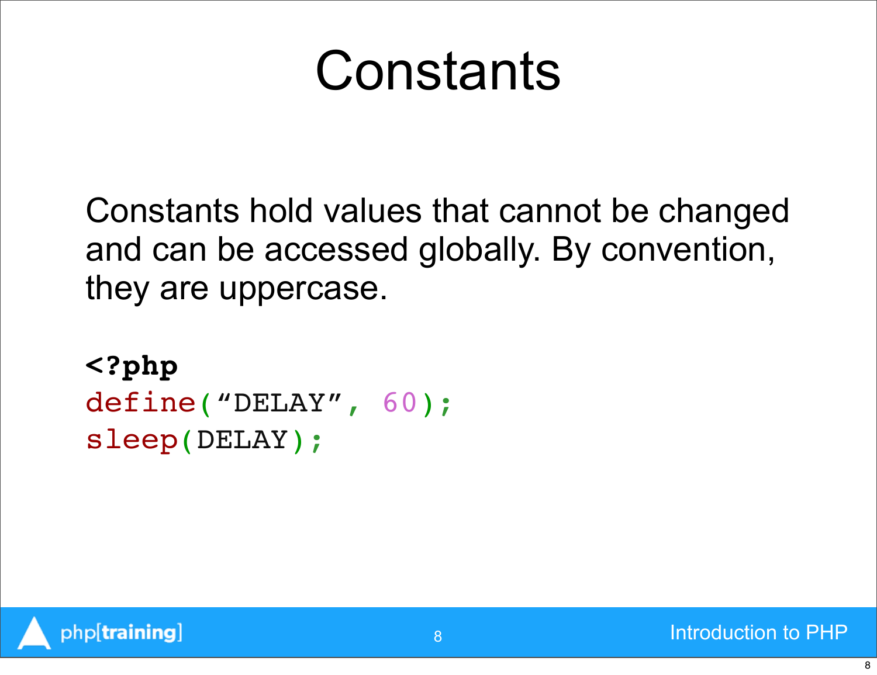# Constants

Constants hold values that cannot be changed and can be accessed globally. By convention, they are uppercase.

```
<?php
define(“DELAY”, 60);
sleep(DELAY);
```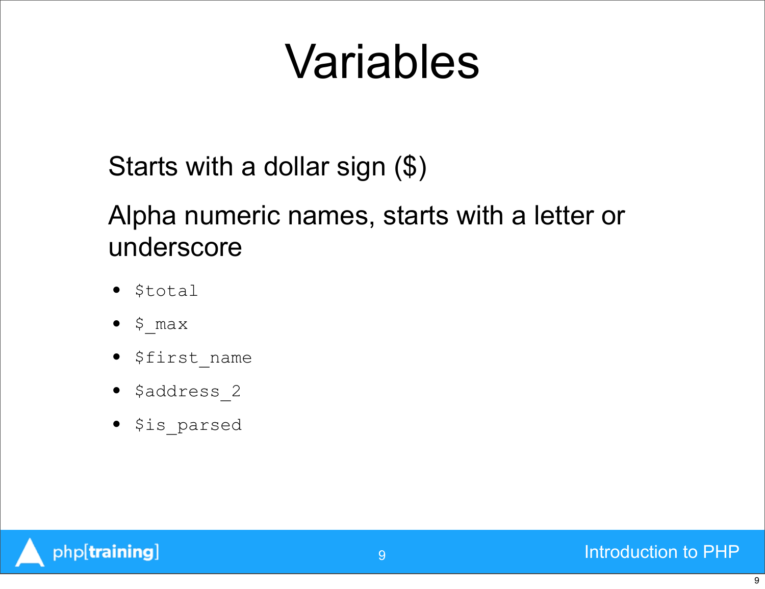# Variables

Starts with a dollar sign ($)

Alpha numeric names, starts with a letter or underscore

- `$total`
- `$_max`
- `$first_name`
- `$address_2`
- `$is_parsed`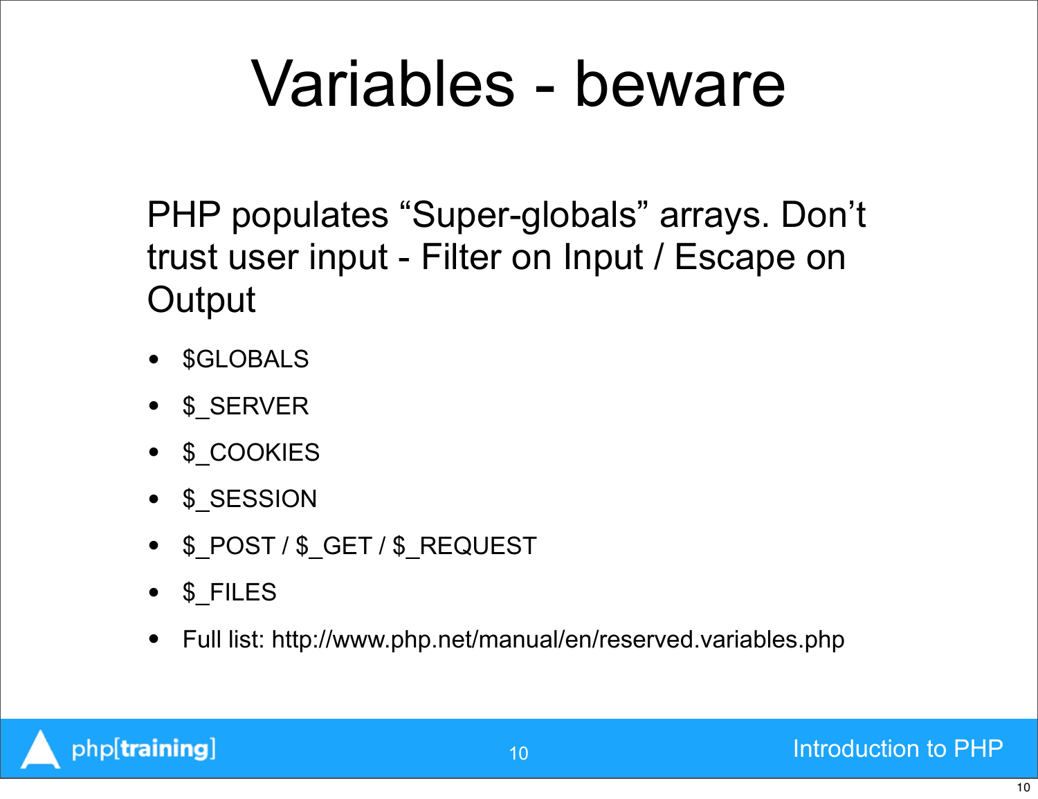# Variables - beware

PHP populates “Super-globals” arrays. Don’t trust user input - Filter on Input / Escape on Output

- $GLOBALS
- $_SERVER
- $_COOKIES
- $_SESSION
- $_POST / $_GET / $_REQUEST
- $_FILES
- Full list: http://www.php.net/manual/en/reserved.variables.php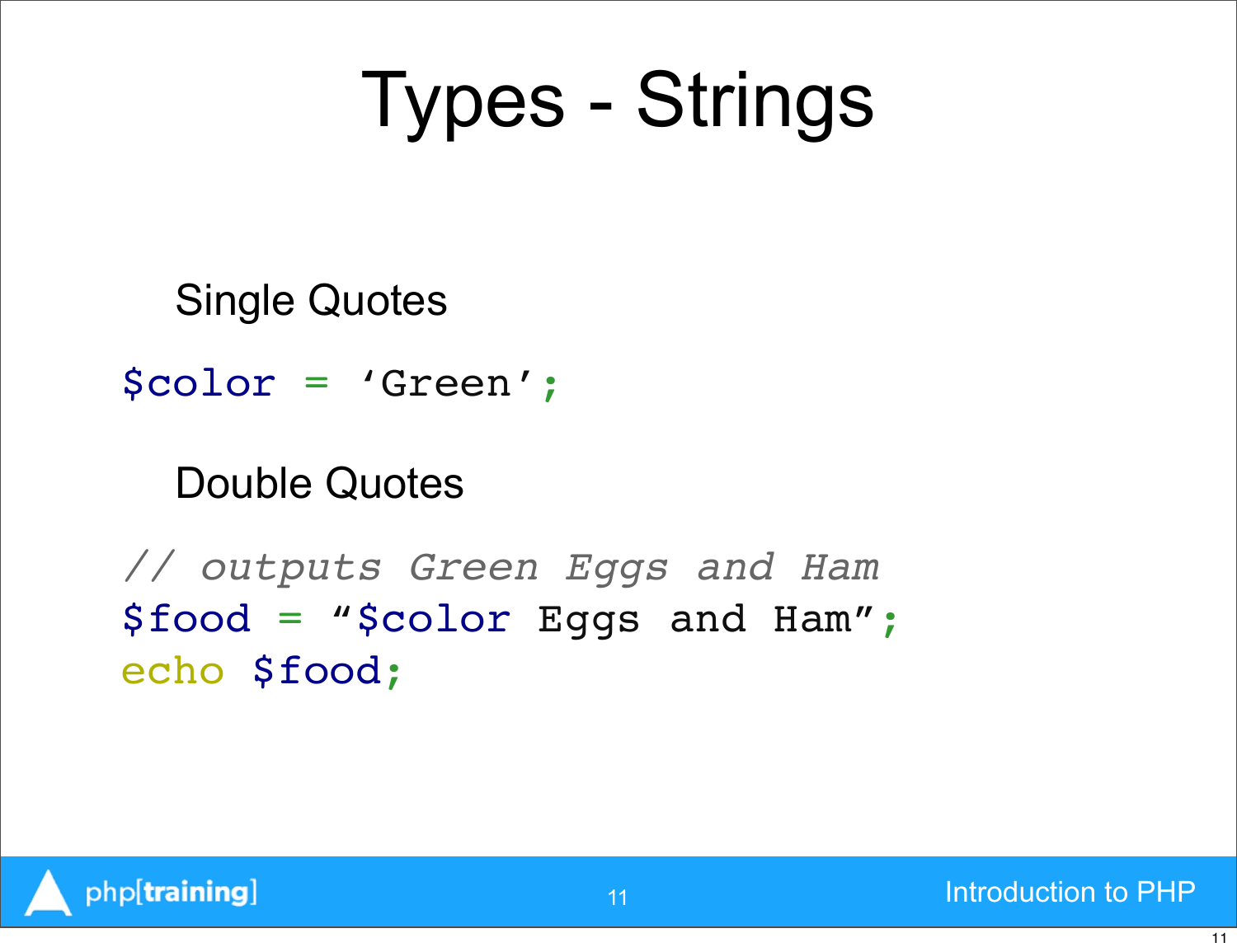# Types - Strings

Single Quotes

```
$color = ‘Green’;
```

Double Quotes

```
// outputs Green Eggs and Ham
$food = “$color Eggs and Ham”;
echo $food;
```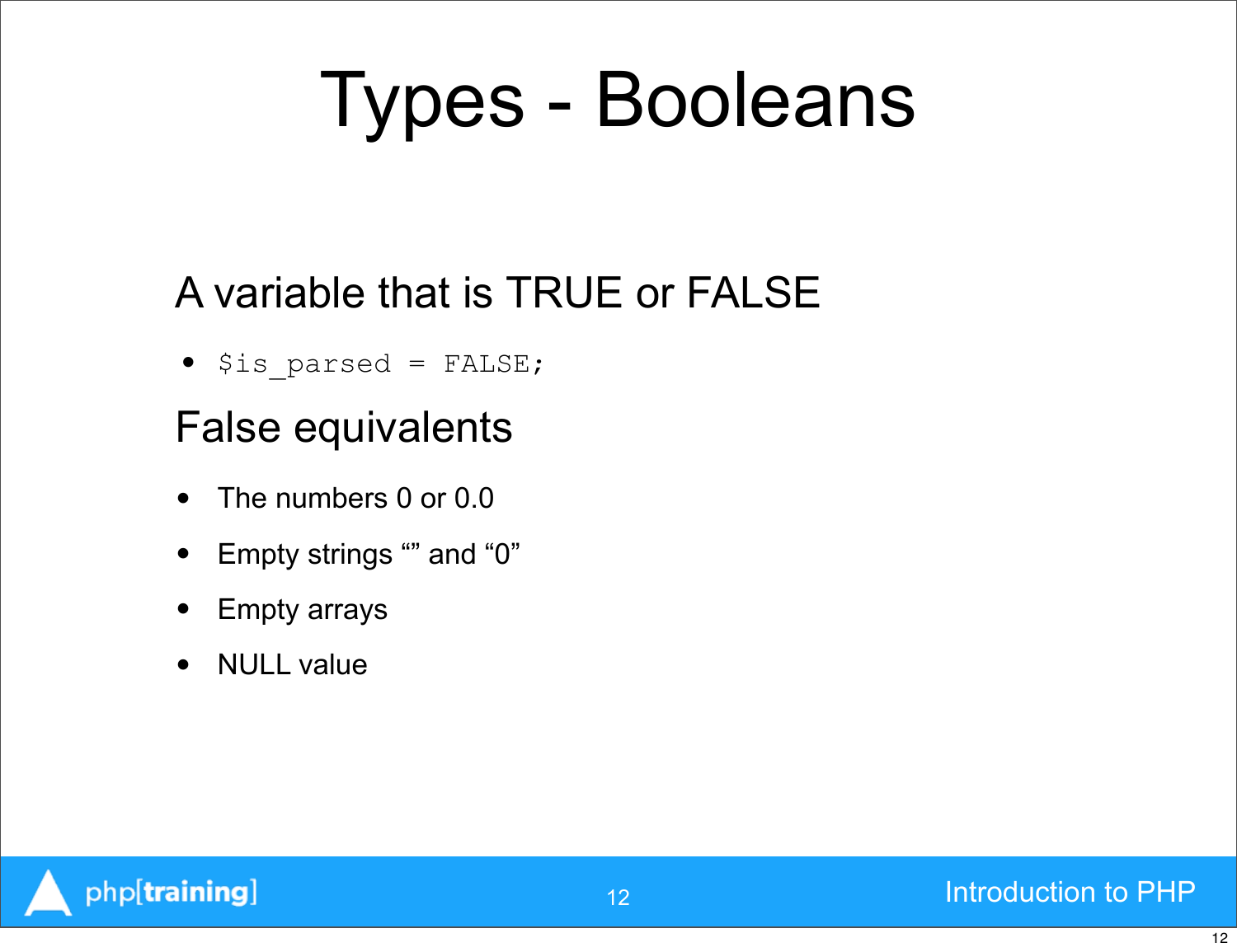# Types - Booleans

## A variable that is TRUE or FALSE

- `$is_parsed = FALSE;`

## False equivalents

- The numbers 0 or 0.0
- Empty strings “” and “0”
- Empty arrays
- NULL value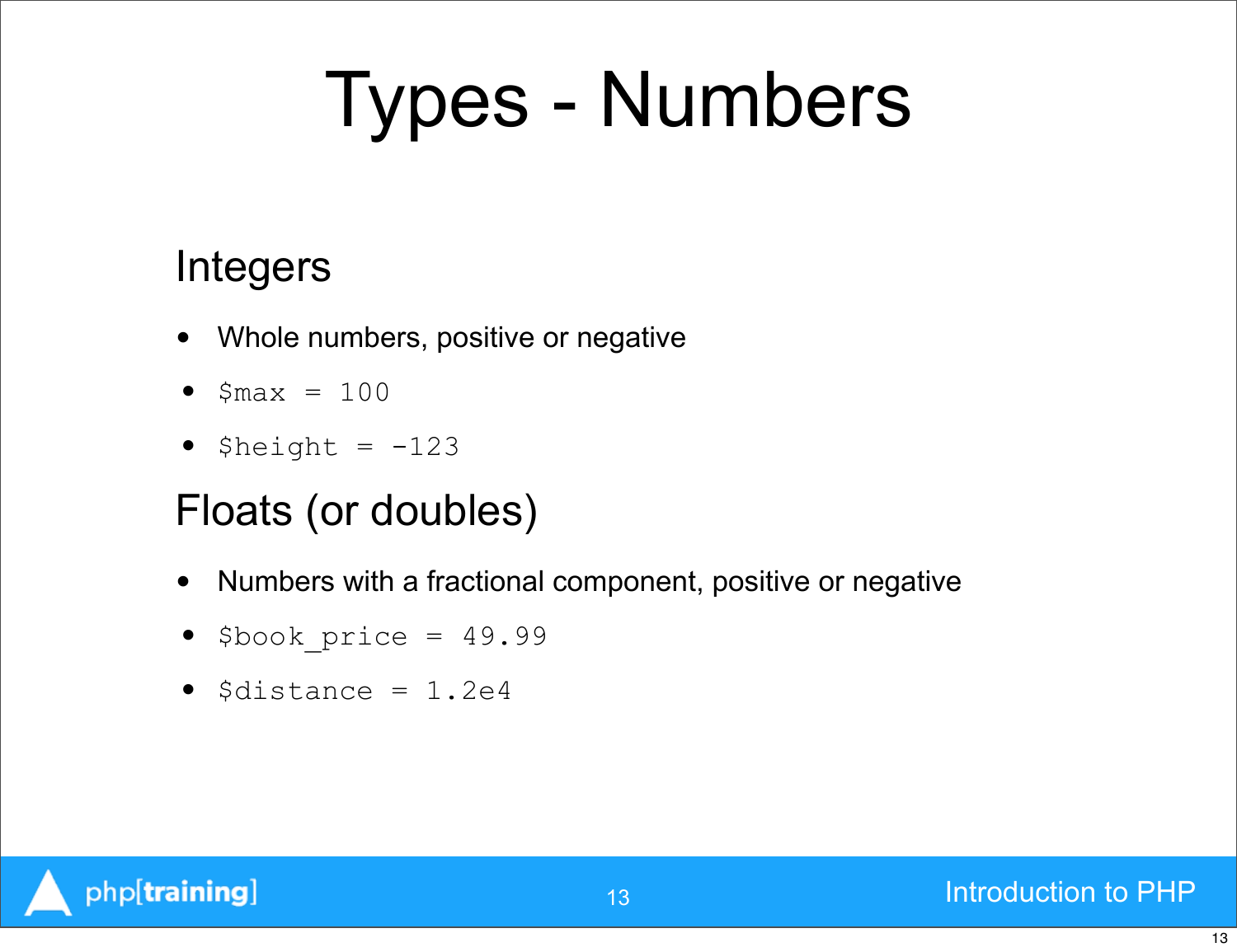# Types - Numbers

## Integers

- Whole numbers, positive or negative
- `$max = 100`
- `$height = -123`

## Floats (or doubles)

- Numbers with a fractional component, positive or negative
- `$book_price = 49.99`
- `$distance = 1.2e4`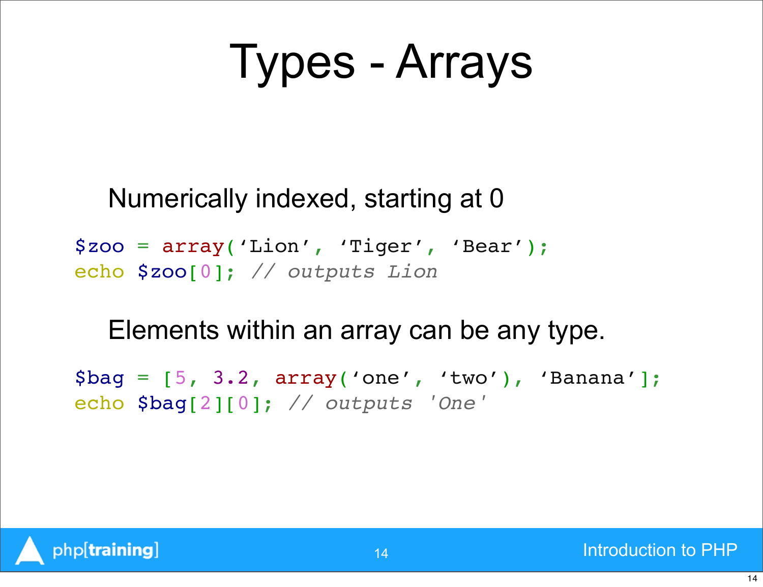# Types - Arrays

Numerically indexed, starting at 0

```
$zoo = array('Lion', 'Tiger', 'Bear');
echo $zoo[0]; // outputs Lion
```

Elements within an array can be any type.

```
$bag = [5, 3.2, array('one', 'two'), 'Banana'];
echo $bag[2][0]; // outputs 'One'
```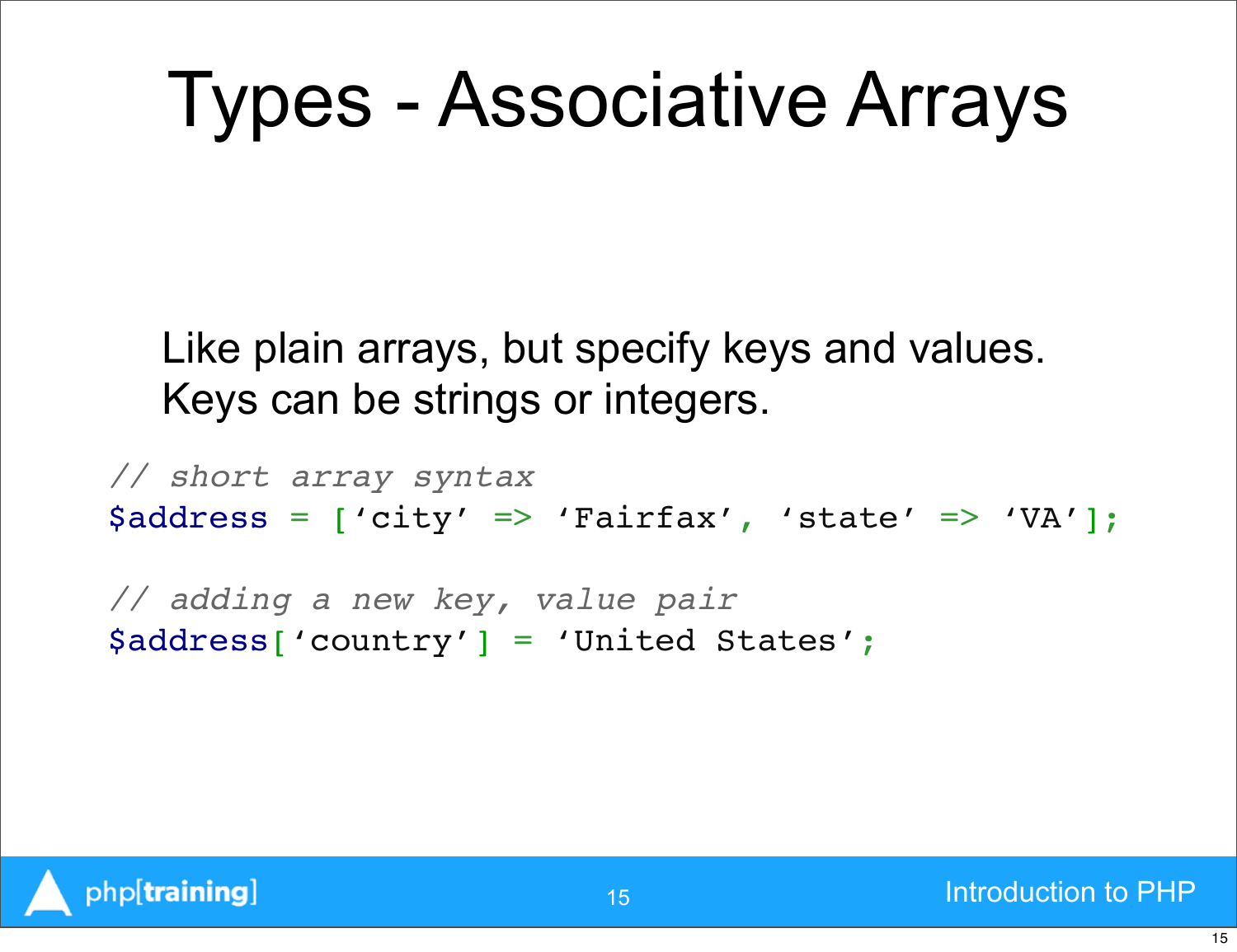# Types - Associative Arrays

Like plain arrays, but specify keys and values.
Keys can be strings or integers.

```
// short array syntax
$address = ['city' => 'Fairfax', 'state' => 'VA'];

// adding a new key, value pair
$address['country'] = 'United States';
```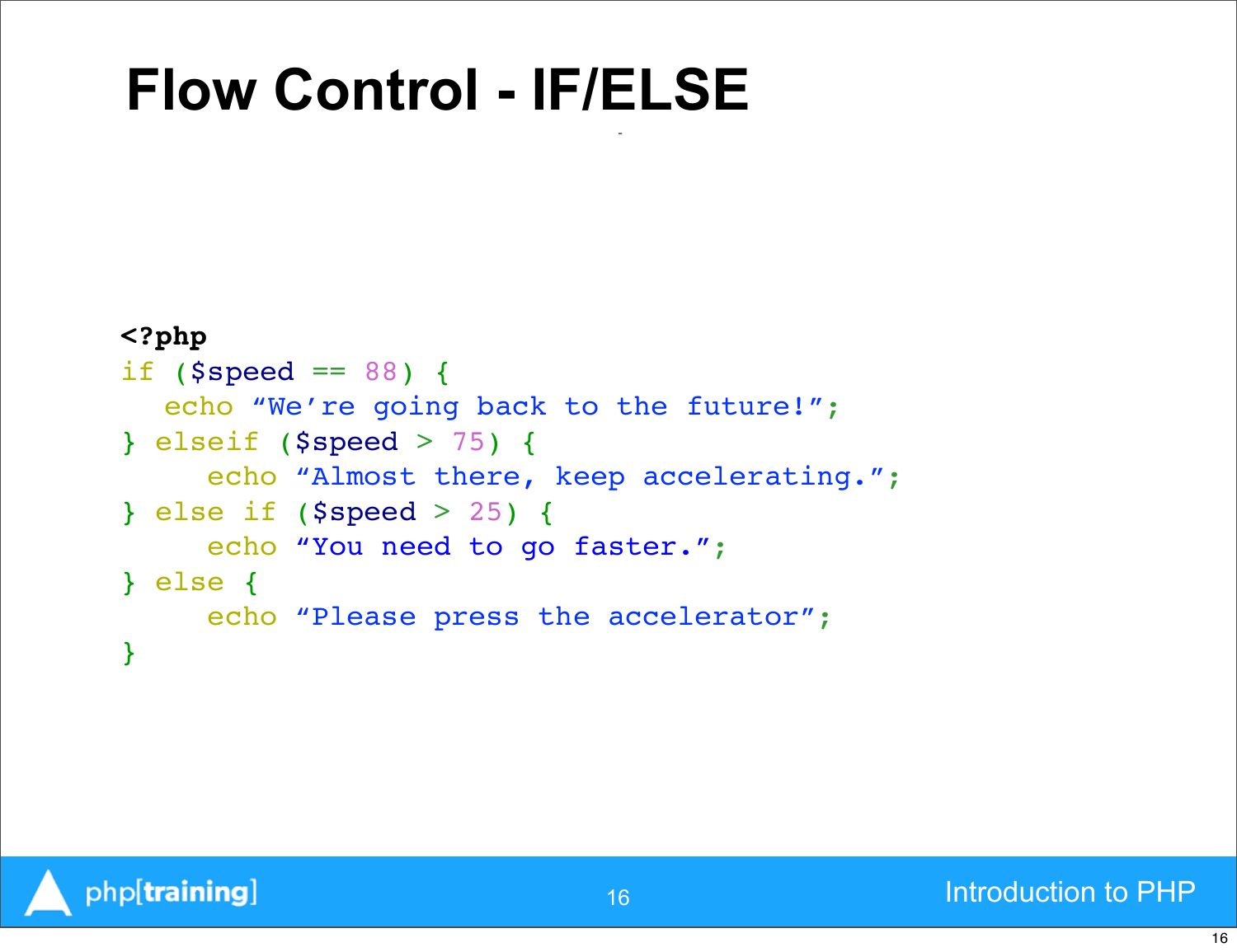# Flow Control - IF/ELSE

```php
<?php
if ($speed == 88) {
   echo “We’re going back to the future!”;
} elseif ($speed > 75) {
     echo “Almost there, keep accelerating.”;
} else if ($speed > 25) {
     echo “You need to go faster.”;
} else {
     echo “Please press the accelerator”;
}
```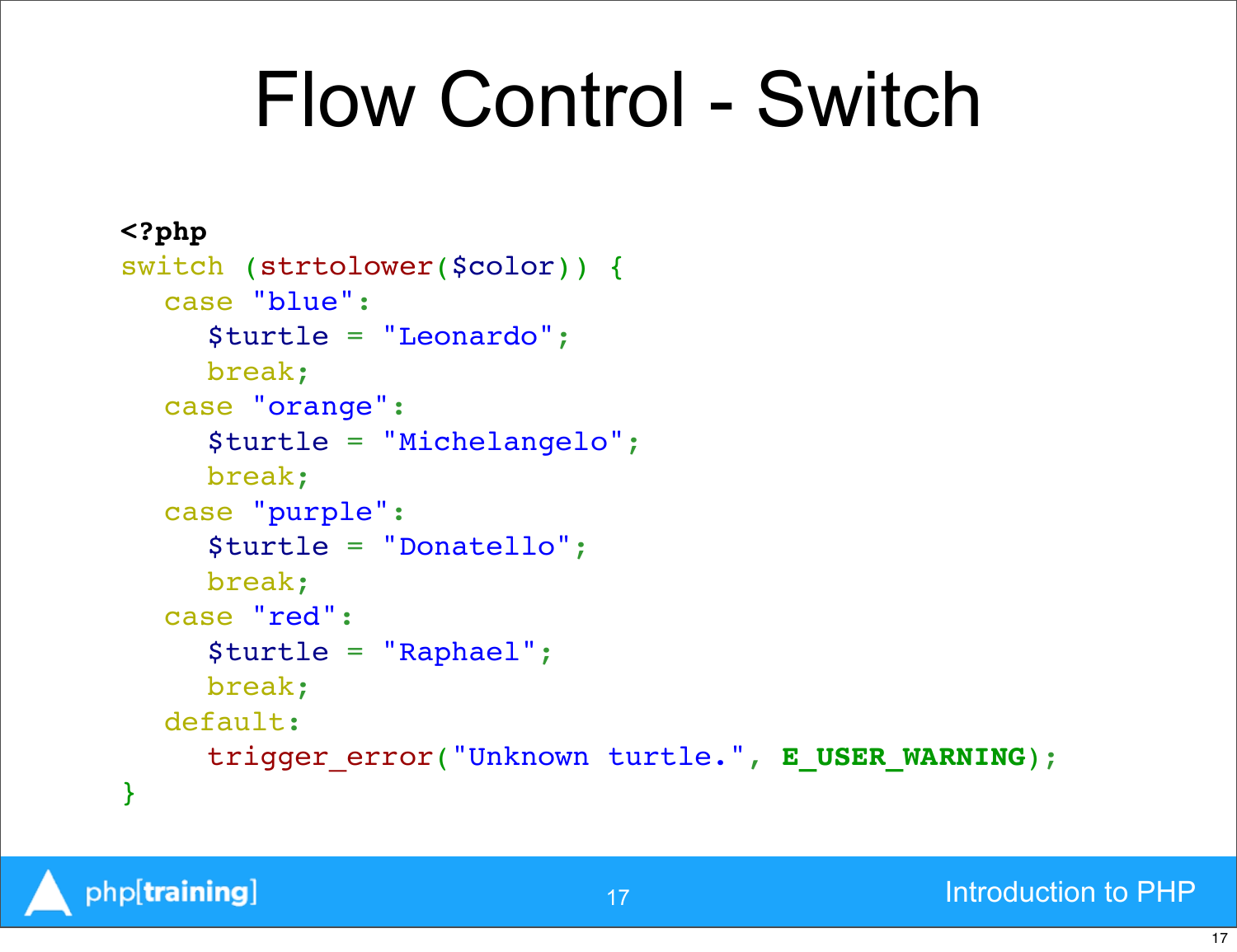# Flow Control - Switch

```php
<?php
switch (strtolower($color)) {
   case "blue":
      $turtle = "Leonardo";
      break;
   case "orange":
      $turtle = "Michelangelo";
      break;
   case "purple":
      $turtle = "Donatello";
      break;
   case "red":
      $turtle = "Raphael";
      break;
   default:
      trigger_error("Unknown turtle.", E_USER_WARNING);
}
```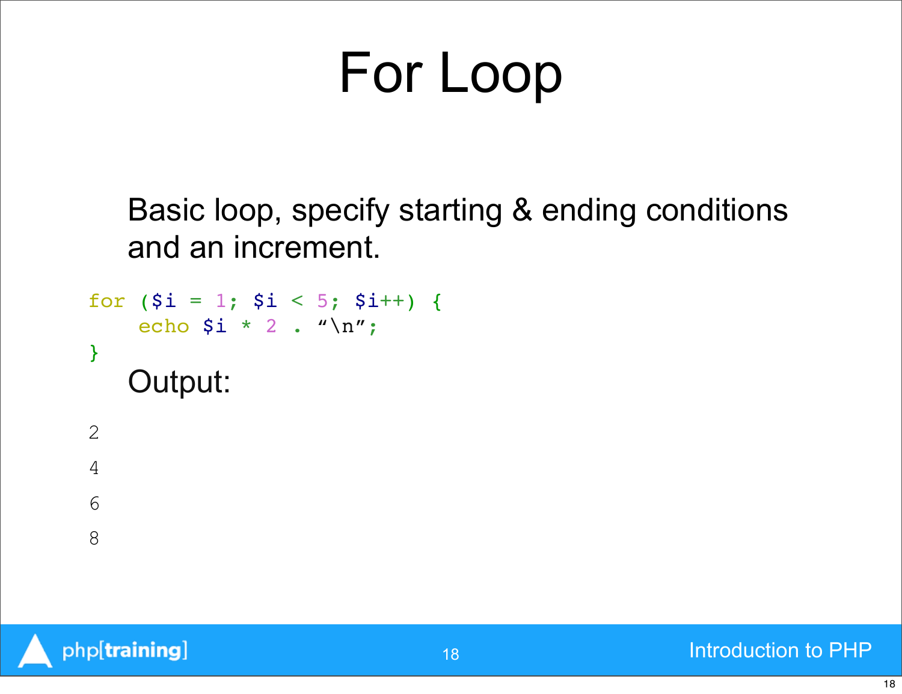# For Loop

Basic loop, specify starting & ending conditions and an increment.

```
for ($i = 1; $i < 5; $i++) {
    echo $i * 2 . "\n";
}
```

Output:

```
2
4
6
8
```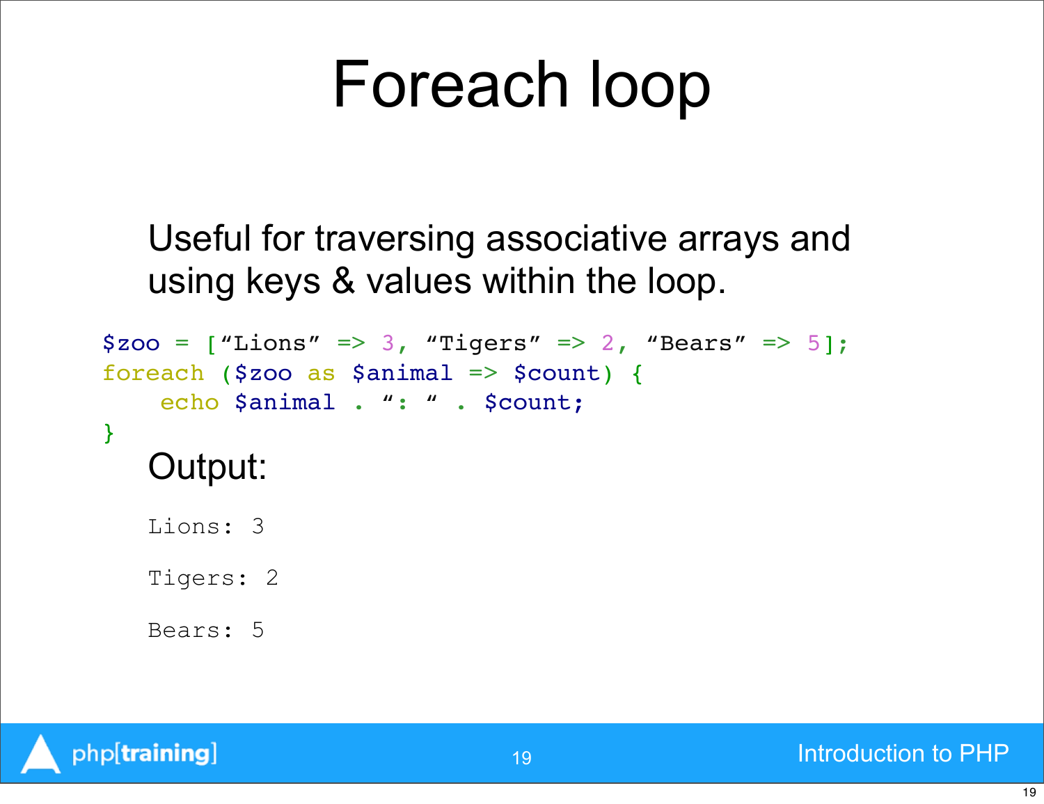# Foreach loop

Useful for traversing associative arrays and using keys & values within the loop.

```
$zoo = [“Lions” => 3, “Tigers” => 2, “Bears” => 5];
foreach ($zoo as $animal => $count) {
    echo $animal . “: “ . $count;
}
```

Output:

```
Lions: 3

Tigers: 2

Bears: 5
```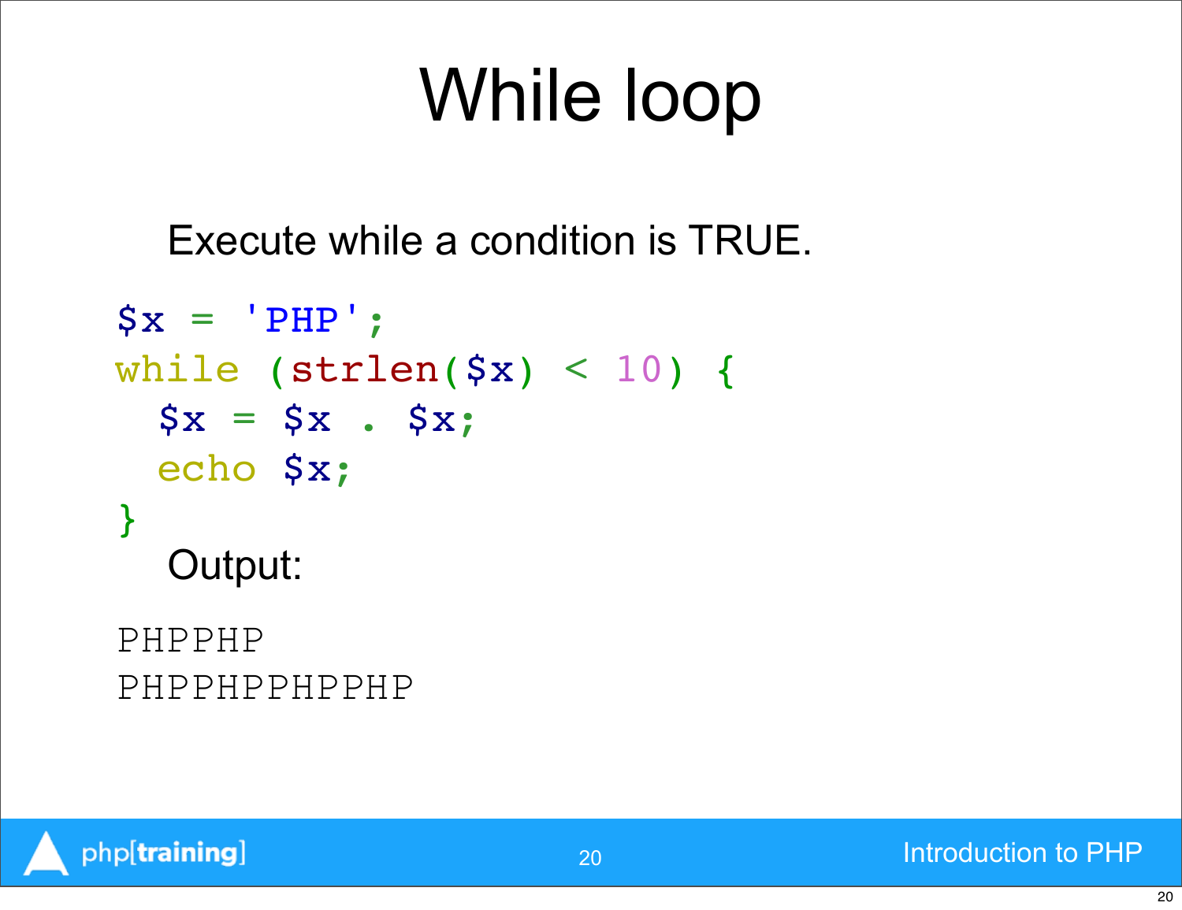# While loop

Execute while a condition is TRUE.

```php
$x = 'PHP';
while (strlen($x) < 10) {
  $x = $x . $x;
  echo $x;
}
```

Output:

```
PHPPHP
PHPPHPPHPPHP
```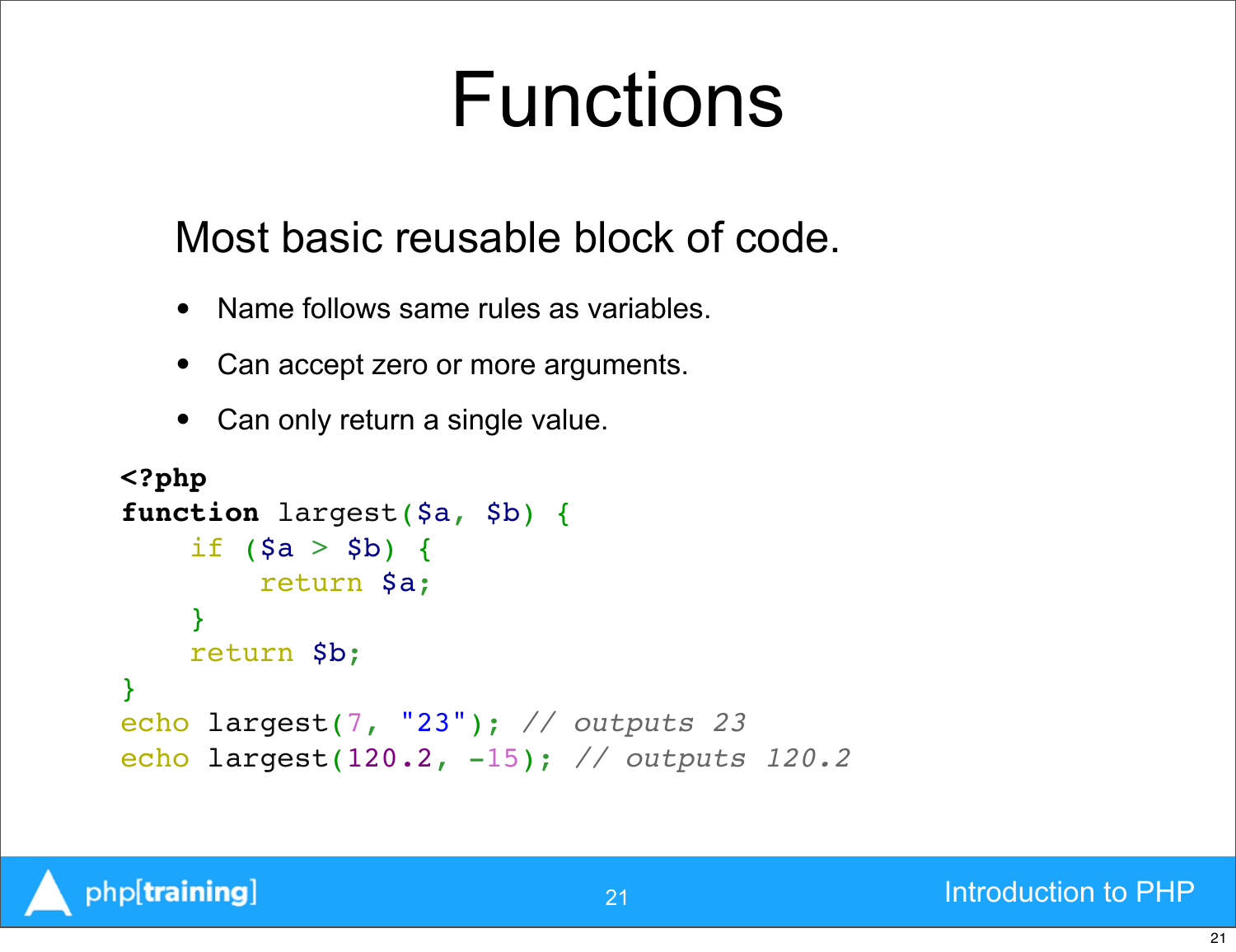# Functions

Most basic reusable block of code.

- Name follows same rules as variables.
- Can accept zero or more arguments.
- Can only return a single value.

```php
<?php
function largest($a, $b) {
    if ($a > $b) {
        return $a;
    }
    return $b;
}
echo largest(7, "23"); // outputs 23
echo largest(120.2, -15); // outputs 120.2
```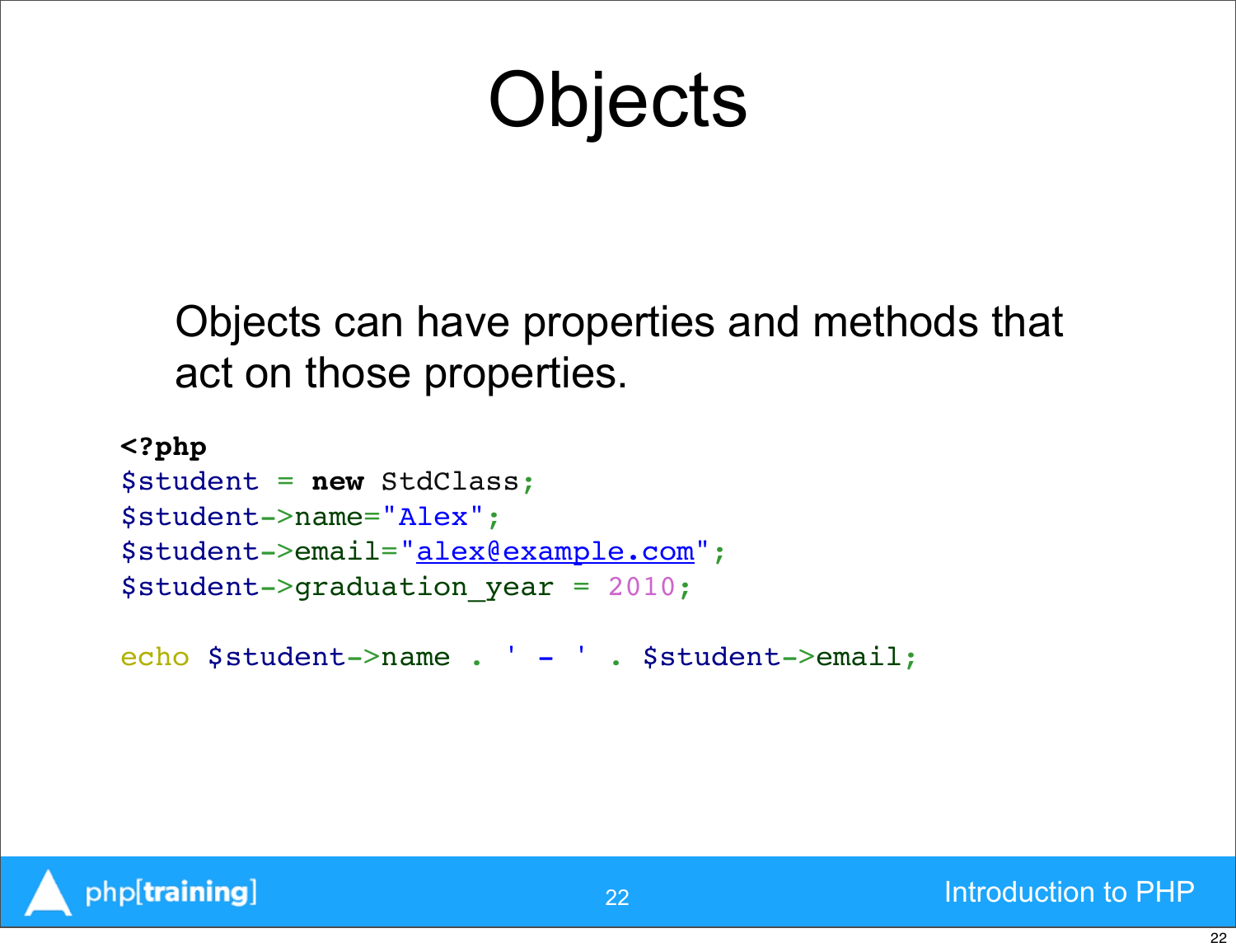# Objects

Objects can have properties and methods that act on those properties.

```php
<?php
$student = new StdClass;
$student->name="Alex";
$student->email="alex@example.com";
$student->graduation_year = 2010;

echo $student->name . ' - ' . $student->email;
```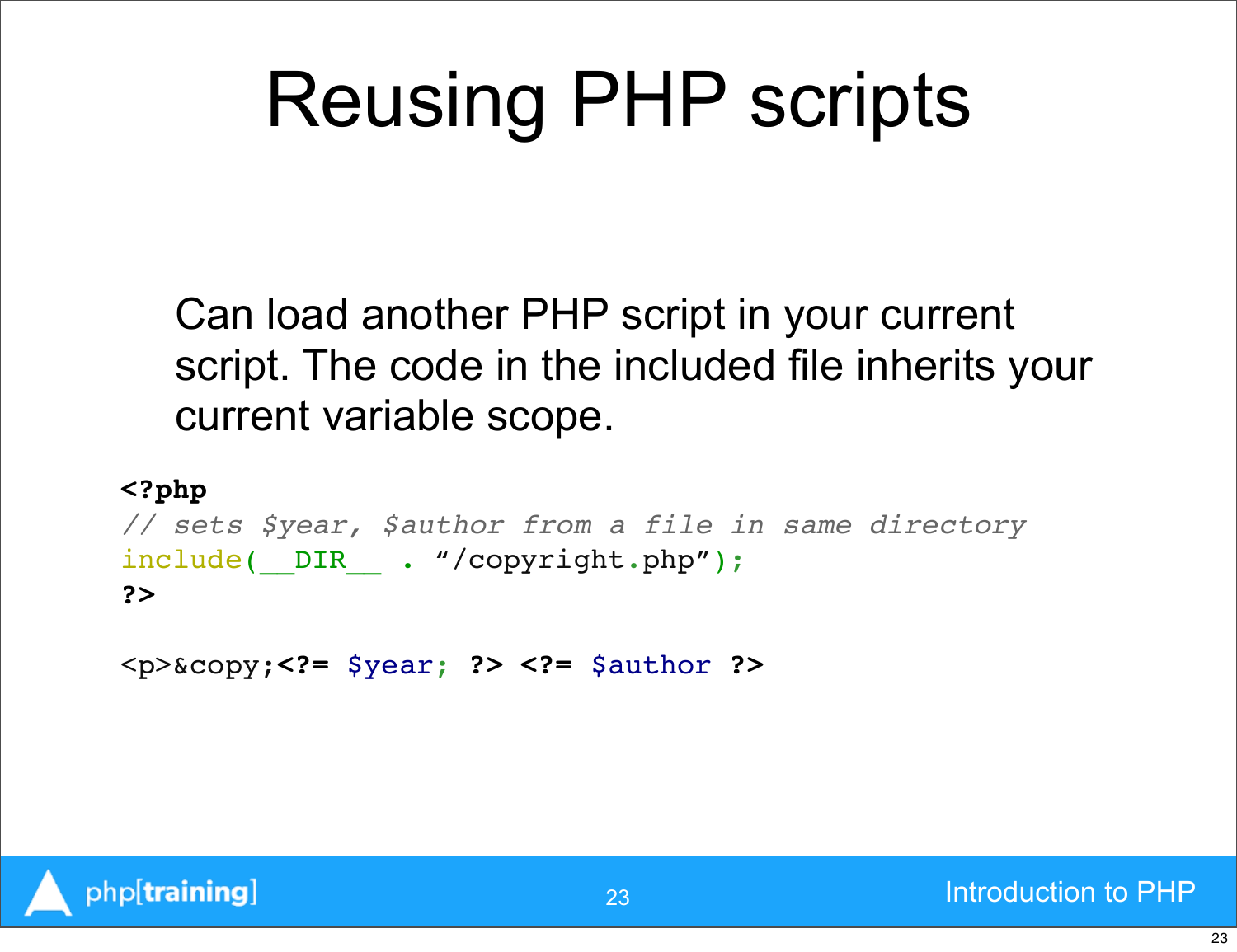# Reusing PHP scripts

Can load another PHP script in your current script. The code in the included file inherits your current variable scope.

```
<?php
// sets $year, $author from a file in same directory
include(__DIR__ . "/copyright.php");
?>

<p>&copy;<?= $year; ?> <?= $author ?>
```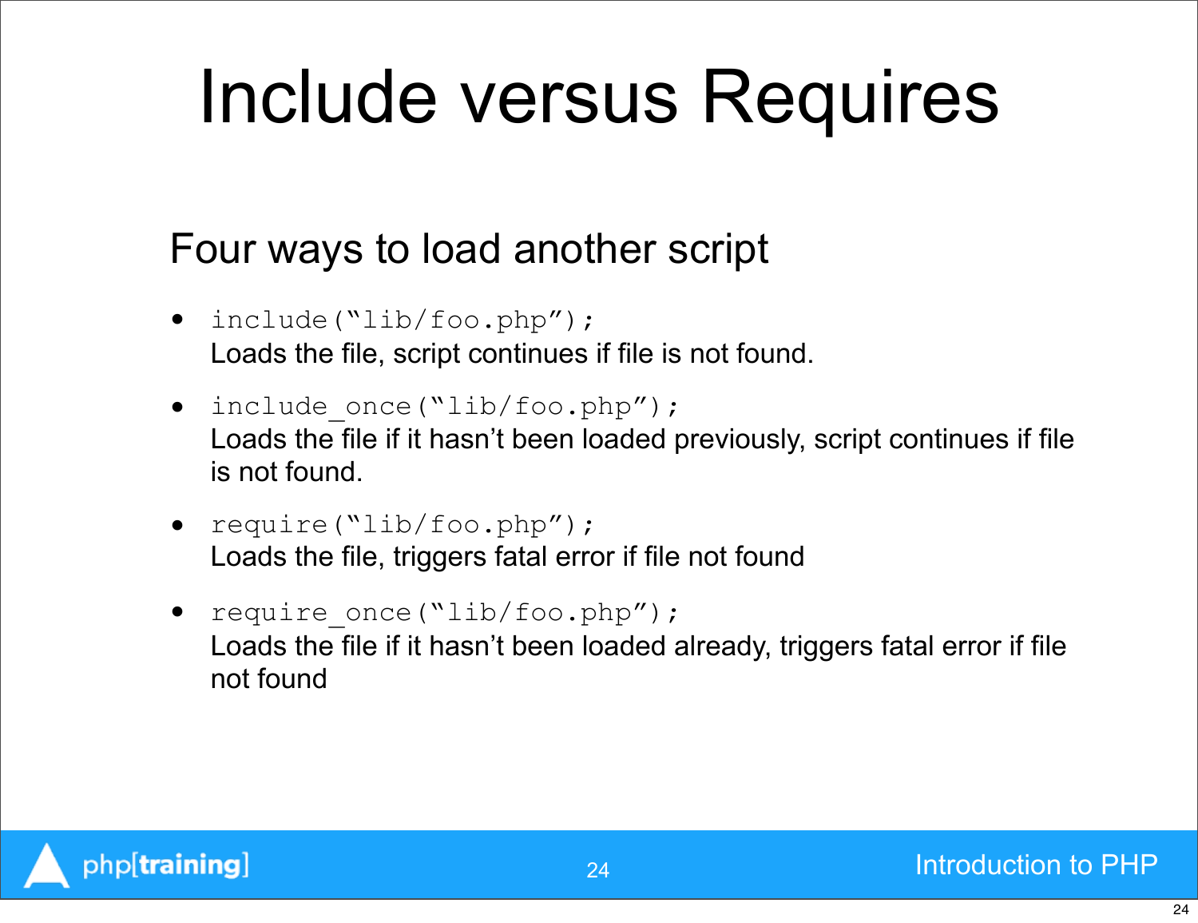# Include versus Requires

## Four ways to load another script

- `include(“lib/foo.php”);`
  Loads the file, script continues if file is not found.
- `include_once(“lib/foo.php”);`
  Loads the file if it hasn’t been loaded previously, script continues if file is not found.
- `require(“lib/foo.php”);`
  Loads the file, triggers fatal error if file not found
- `require_once(“lib/foo.php”);`
  Loads the file if it hasn’t been loaded already, triggers fatal error if file not found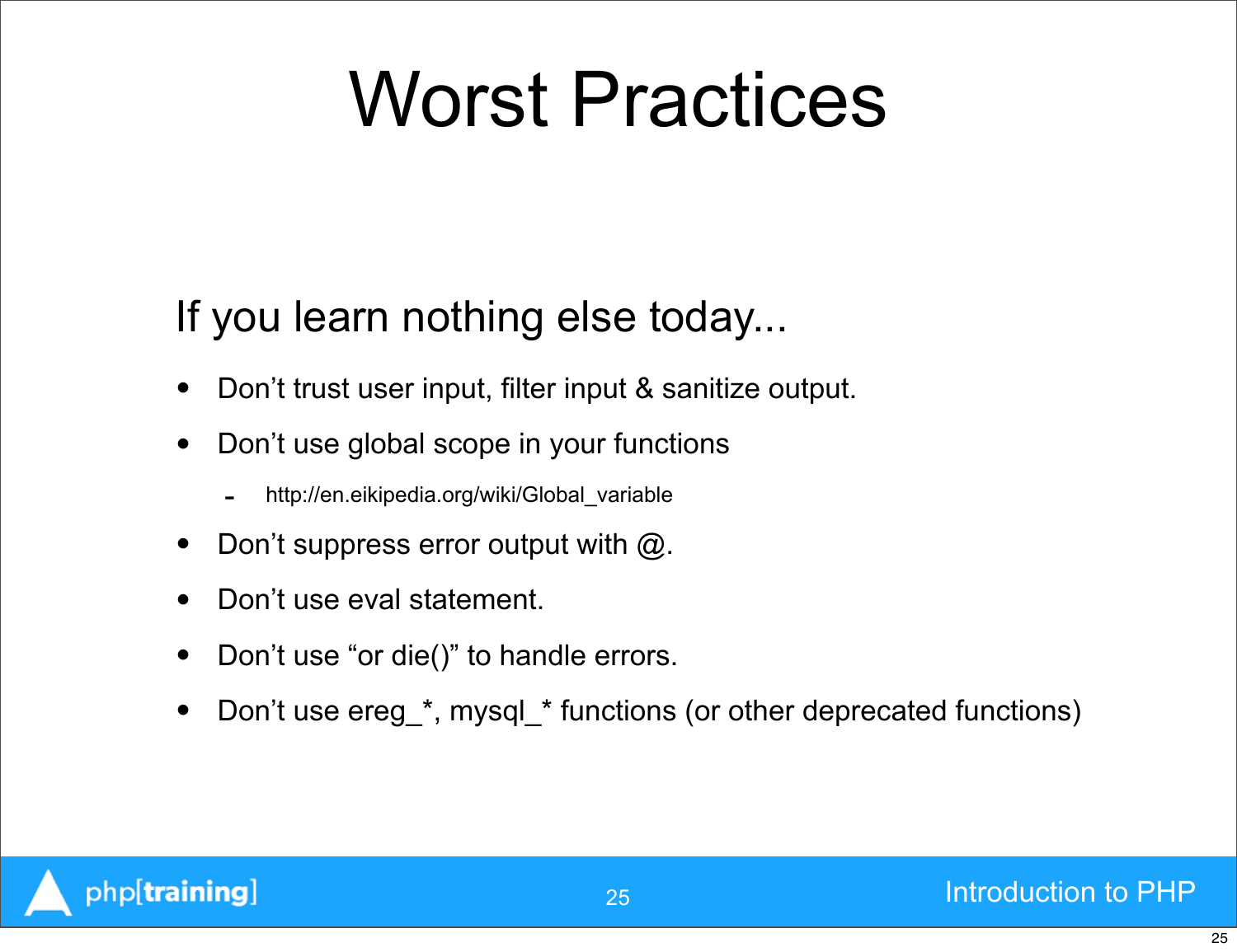# Worst Practices

## If you learn nothing else today...

- Don't trust user input, filter input & sanitize output.
- Don't use global scope in your functions
  - http://en.eikipedia.org/wiki/Global_variable
- Don't suppress error output with @.
- Don't use eval statement.
- Don't use "or die()" to handle errors.
- Don't use ereg_*, mysql_* functions (or other deprecated functions)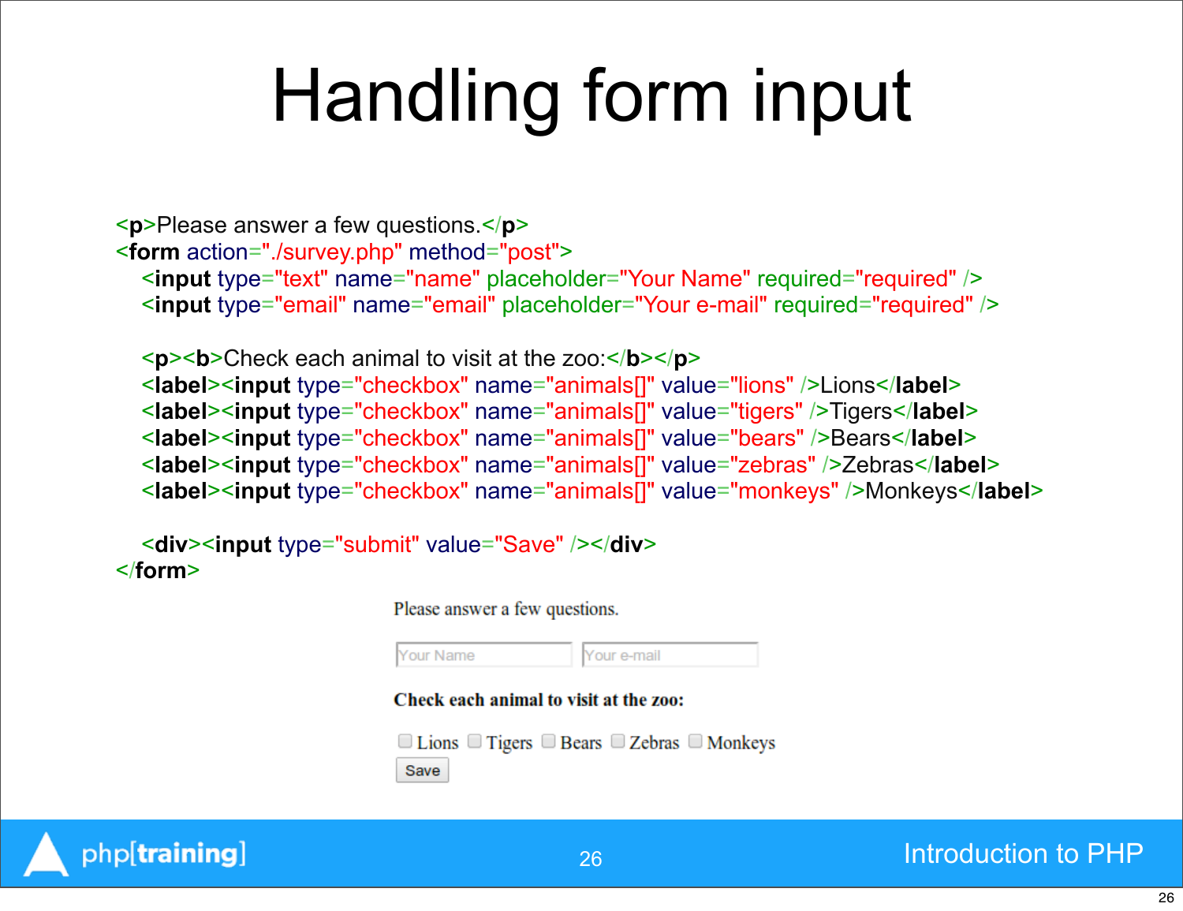# Handling form input

```html
<p>Please answer a few questions.</p>
<form action="./survey.php" method="post">
    <input type="text" name="name" placeholder="Your Name" required="required" />
    <input type="email" name="email" placeholder="Your e-mail" required="required" />

    <p><b>Check each animal to visit at the zoo:</b></p>
    <label><input type="checkbox" name="animals[]" value="lions" />Lions</label>
    <label><input type="checkbox" name="animals[]" value="tigers" />Tigers</label>
    <label><input type="checkbox" name="animals[]" value="bears" />Bears</label>
    <label><input type="checkbox" name="animals[]" value="zebras" />Zebras</label>
    <label><input type="checkbox" name="animals[]" value="monkeys" />Monkeys</label>

    <div><input type="submit" value="Save" /></div>
</form>
```

Please answer a few questions.

Your Name | Your e-mail

**Check each animal to visit at the zoo:**

☐ Lions ☐ Tigers ☐ Bears ☐ Zebras ☐ Monkeys

Save

php[training] — Introduction to PHP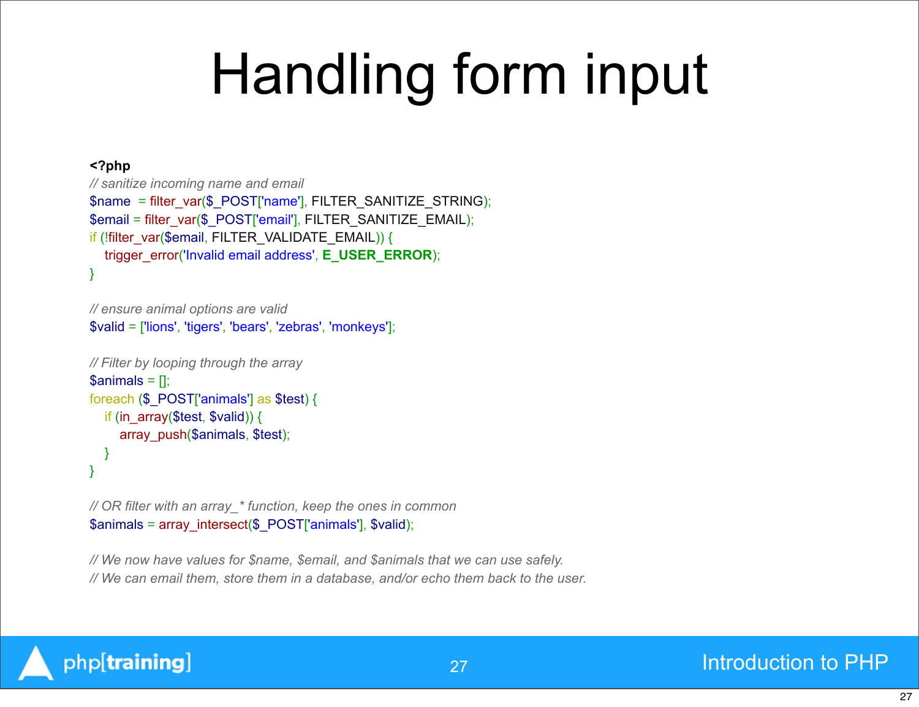# Handling form input

```php
<?php
// sanitize incoming name and email
$name  = filter_var($_POST['name'], FILTER_SANITIZE_STRING);
$email = filter_var($_POST['email'], FILTER_SANITIZE_EMAIL);
if (!filter_var($email, FILTER_VALIDATE_EMAIL)) {
   trigger_error('Invalid email address', E_USER_ERROR);
}

// ensure animal options are valid
$valid = ['lions', 'tigers', 'bears', 'zebras', 'monkeys'];

// Filter by looping through the array
$animals = [];
foreach ($_POST['animals'] as $test) {
   if (in_array($test, $valid)) {
      array_push($animals, $test);
   }
}

// OR filter with an array_* function, keep the ones in common
$animals = array_intersect($_POST['animals'], $valid);

// We now have values for $name, $email, and $animals that we can use safely.
// We can email them, store them in a database, and/or echo them back to the user.
```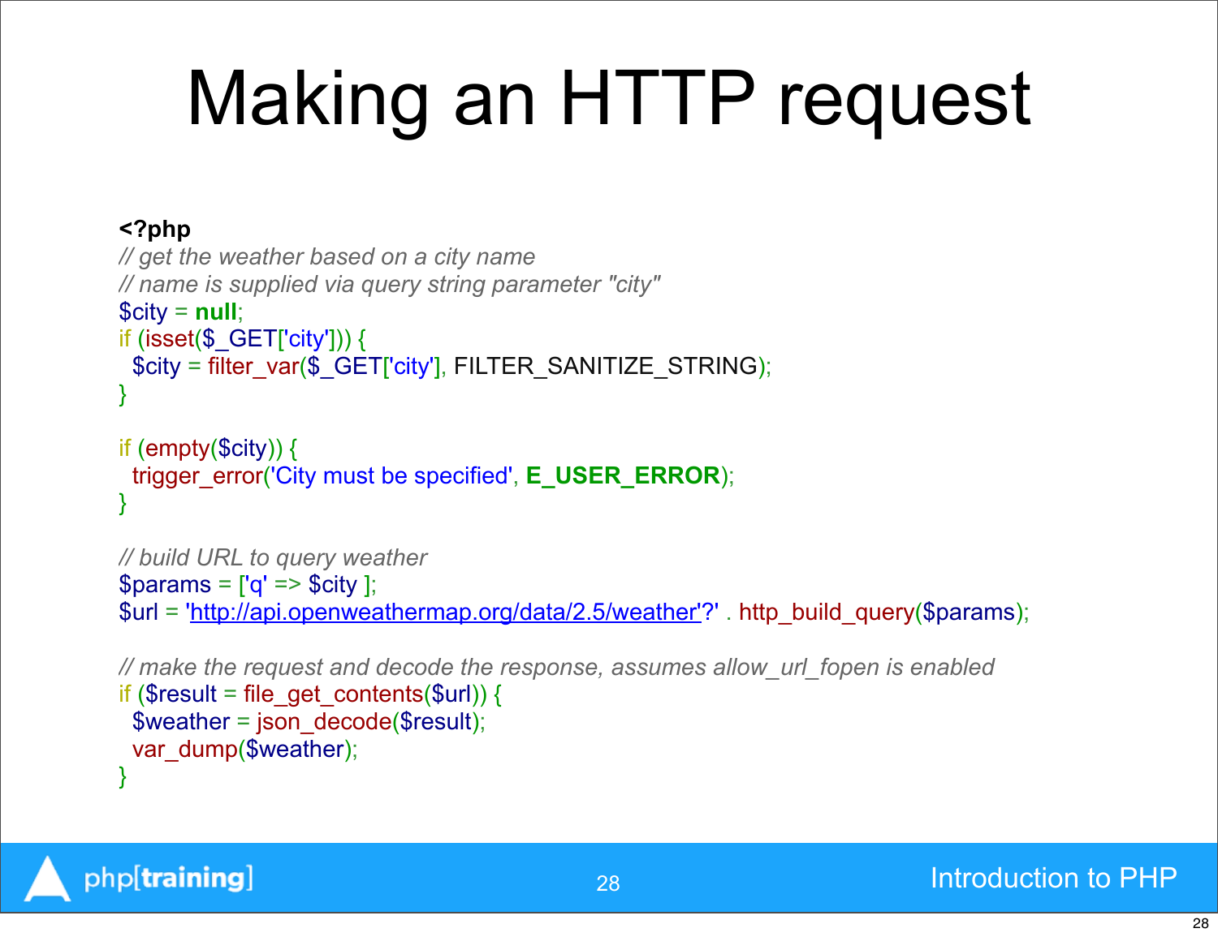# Making an HTTP request

```php
<?php
// get the weather based on a city name
// name is supplied via query string parameter "city"
$city = null;
if (isset($_GET['city'])) {
  $city = filter_var($_GET['city'], FILTER_SANITIZE_STRING);
}

if (empty($city)) {
  trigger_error('City must be specified', E_USER_ERROR);
}

// build URL to query weather
$params = ['q' => $city ];
$url = 'http://api.openweathermap.org/data/2.5/weather'?' . http_build_query($params);

// make the request and decode the response, assumes allow_url_fopen is enabled
if ($result = file_get_contents($url)) {
  $weather = json_decode($result);
  var_dump($weather);
}
```

php[training]

Introduction to PHP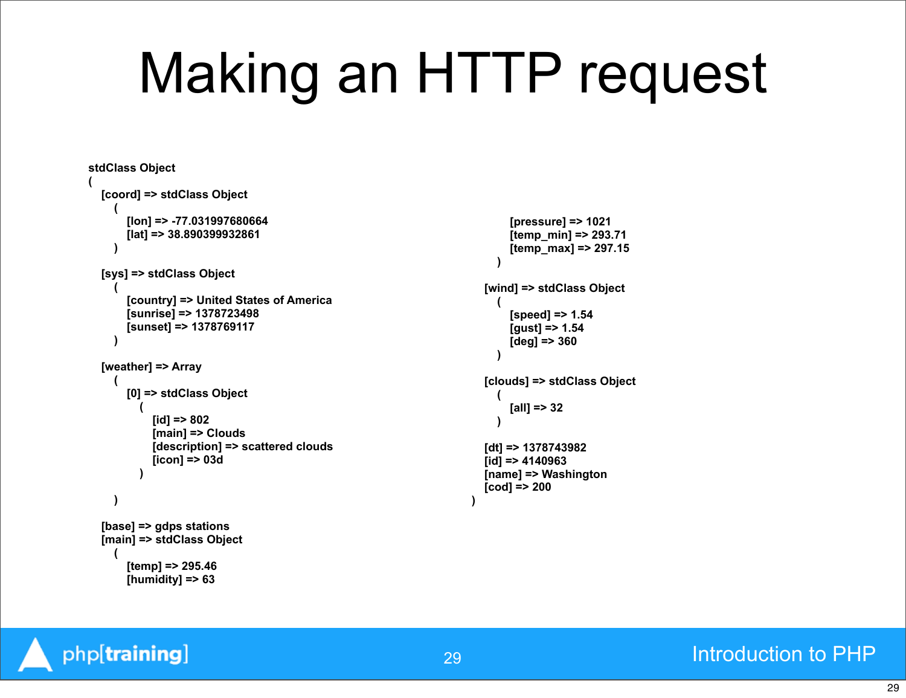# Making an HTTP request

```
stdClass Object
(
    [coord] => stdClass Object
        (
            [lon] => -77.031997680664
            [lat] => 38.890399932861
        )

    [sys] => stdClass Object
        (
            [country] => United States of America
            [sunrise] => 1378723498
            [sunset] => 1378769117
        )

    [weather] => Array
        (
            [0] => stdClass Object
                (
                    [id] => 802
                    [main] => Clouds
                    [description] => scattered clouds
                    [icon] => 03d
                )

        )

    [base] => gdps stations
    [main] => stdClass Object
        (
            [temp] => 295.46
            [humidity] => 63
            [pressure] => 1021
            [temp_min] => 293.71
            [temp_max] => 297.15
        )

    [wind] => stdClass Object
        (
            [speed] => 1.54
            [gust] => 1.54
            [deg] => 360
        )

    [clouds] => stdClass Object
        (
            [all] => 32
        )

    [dt] => 1378743982
    [id] => 4140963
    [name] => Washington
    [cod] => 200
)
```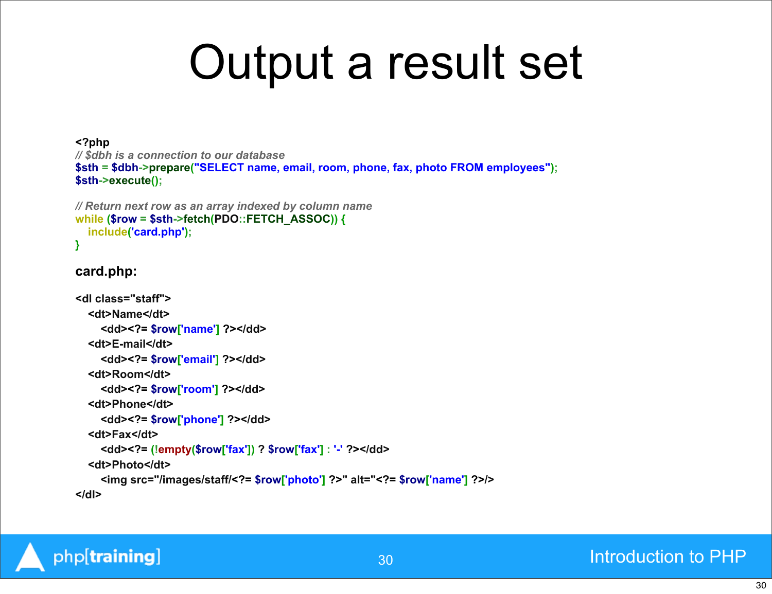# Output a result set

```php
<?php
// $dbh is a connection to our database
$sth = $dbh->prepare("SELECT name, email, room, phone, fax, photo FROM employees");
$sth->execute();

// Return next row as an array indexed by column name
while ($row = $sth->fetch(PDO::FETCH_ASSOC)) {
    include('card.php');
}
```

**card.php:**

```php
<dl class="staff">
    <dt>Name</dt>
        <dd><?= $row['name'] ?></dd>
    <dt>E-mail</dt>
        <dd><?= $row['email'] ?></dd>
    <dt>Room</dt>
        <dd><?= $row['room'] ?></dd>
    <dt>Phone</dt>
        <dd><?= $row['phone'] ?></dd>
    <dt>Fax</dt>
        <dd><?= (!empty($row['fax']) ? $row['fax'] : '-' ?></dd>
    <dt>Photo</dt>
        <img src="/images/staff/<?= $row['photo'] ?>" alt="<?= $row['name'] ?>/>
</dl>
```

php[training]

Introduction to PHP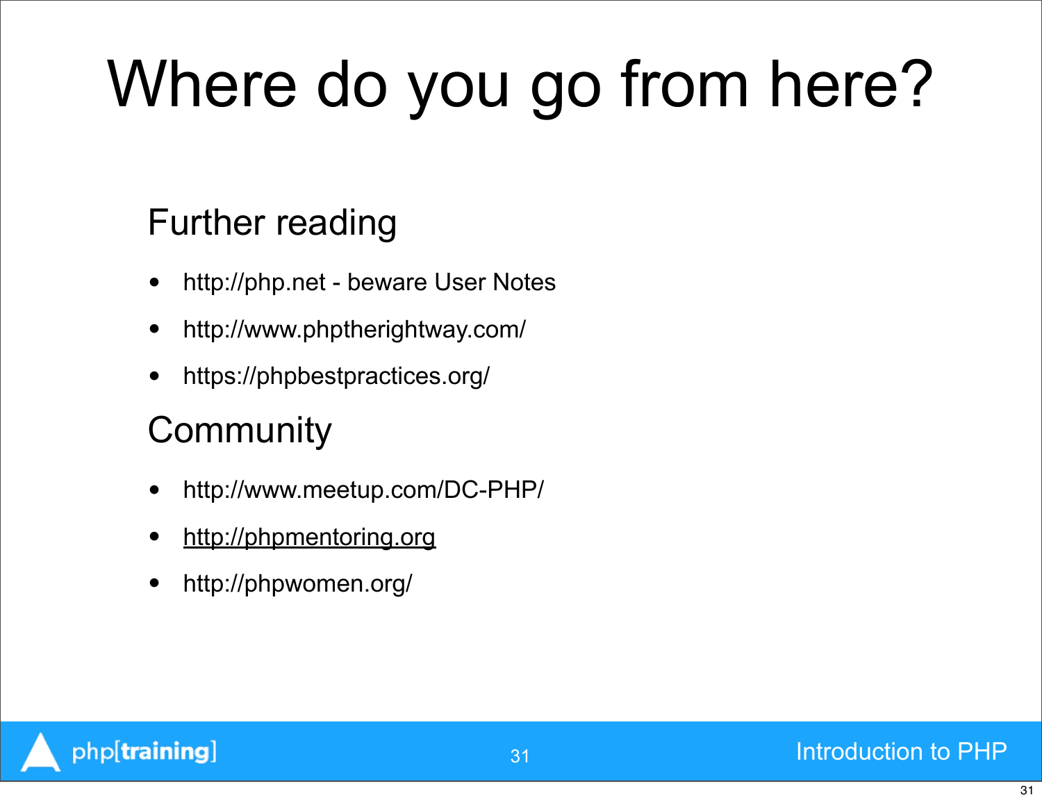# Where do you go from here?

## Further reading

- http://php.net - beware User Notes
- http://www.phptherightway.com/
- https://phpbestpractices.org/

## Community

- http://www.meetup.com/DC-PHP/
- http://phpmentoring.org
- http://phpwomen.org/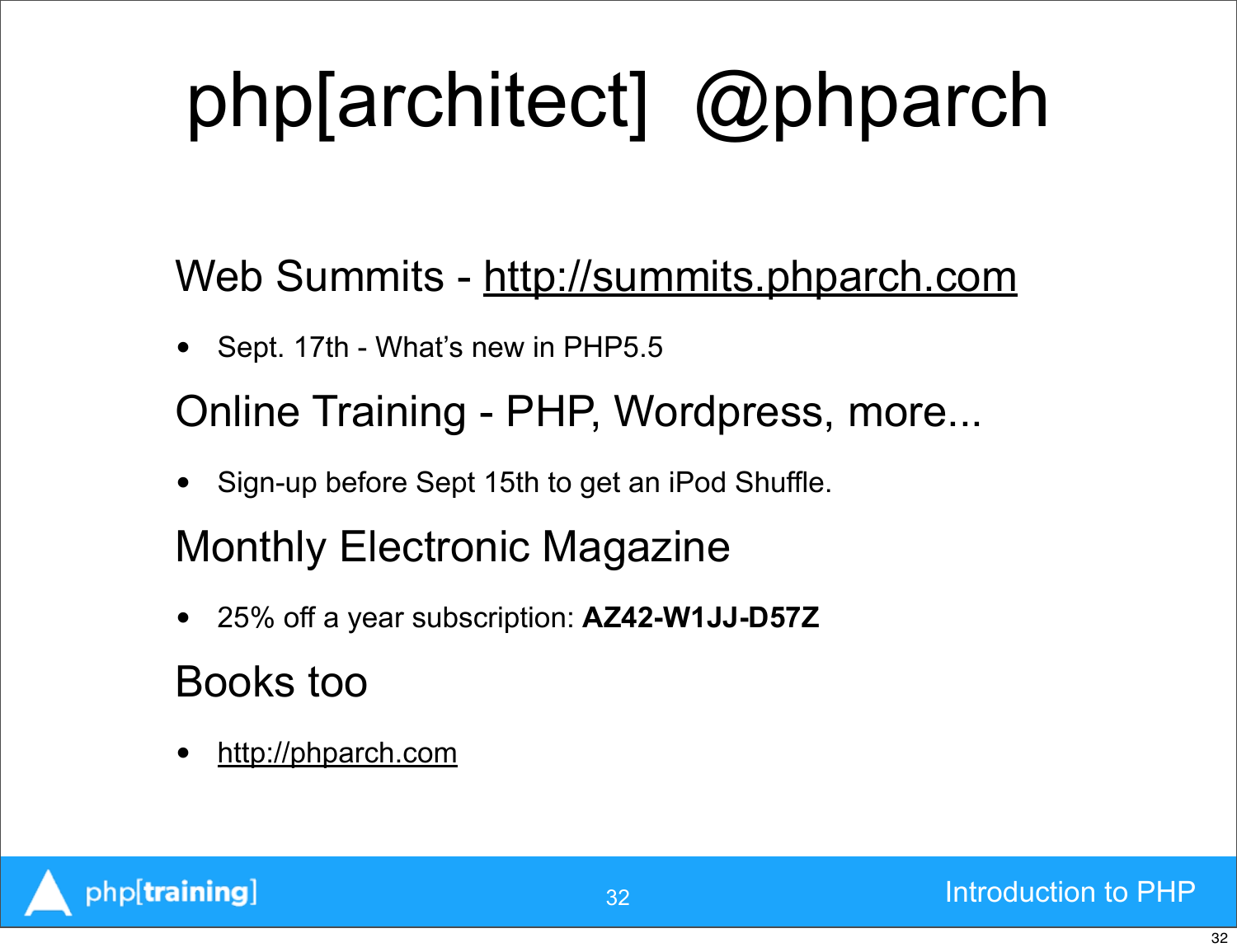# php[architect] @phparch

## Web Summits - http://summits.phparch.com

- Sept. 17th - What's new in PHP5.5

## Online Training - PHP, Wordpress, more...

- Sign-up before Sept 15th to get an iPod Shuffle.

## Monthly Electronic Magazine

- 25% off a year subscription: **AZ42-W1JJ-D57Z**

## Books too

- http://phparch.com